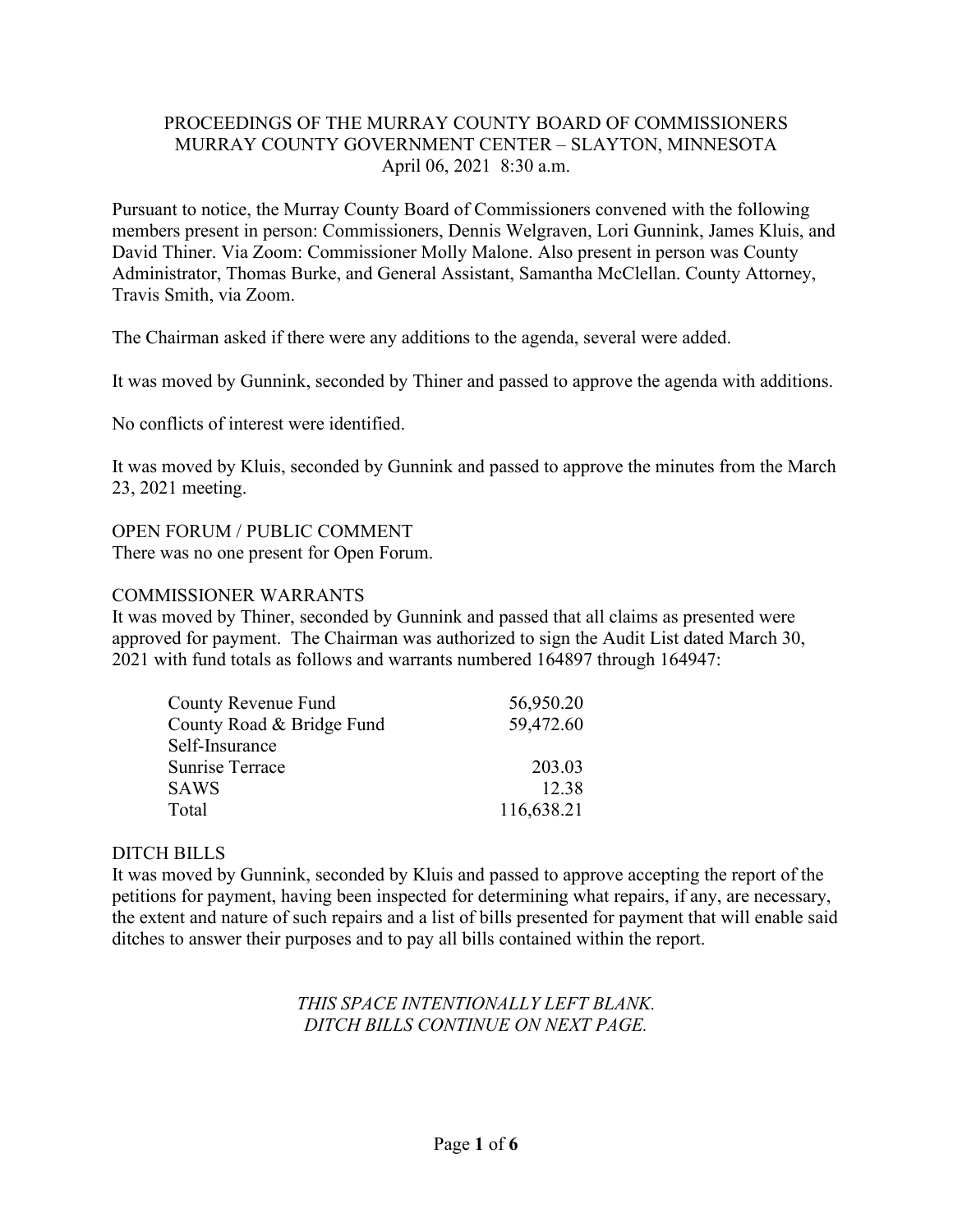# PROCEEDINGS OF THE MURRAY COUNTY BOARD OF COMMISSIONERS
## MURRAY COUNTY GOVERNMENT CENTER – SLAYTON, MINNESOTA
### April 06, 2021 8:30 a.m.

Pursuant to notice, the Murray County Board of Commissioners convened with the following members present in person: Commissioners, Dennis Welgraven, Lori Gunnink, James Kluis, and David Thiner. Via Zoom: Commissioner Molly Malone. Also present in person was County Administrator, Thomas Burke, and General Assistant, Samantha McClellan. County Attorney, Travis Smith, via Zoom.

The Chairman asked if there were any additions to the agenda, several were added.

It was moved by Gunnink, seconded by Thiner and passed to approve the agenda with additions.

No conflicts of interest were identified.

It was moved by Kluis, seconded by Gunnink and passed to approve the minutes from the March 23, 2021 meeting.

OPEN FORUM / PUBLIC COMMENT
There was no one present for Open Forum.

COMMISSIONER WARRANTS
It was moved by Thiner, seconded by Gunnink and passed that all claims as presented were approved for payment. The Chairman was authorized to sign the Audit List dated March 30, 2021 with fund totals as follows and warrants numbered 164897 through 164947:

| | |
|---|---|
| County Revenue Fund | 56,950.20 |
| County Road & Bridge Fund | 59,472.60 |
| Self-Insurance | |
| Sunrise Terrace | 203.03 |
| SAWS | 12.38 |
| Total | 116,638.21 |

DITCH BILLS
It was moved by Gunnink, seconded by Kluis and passed to approve accepting the report of the petitions for payment, having been inspected for determining what repairs, if any, are necessary, the extent and nature of such repairs and a list of bills presented for payment that will enable said ditches to answer their purposes and to pay all bills contained within the report.

*THIS SPACE INTENTIONALLY LEFT BLANK.*
*DITCH BILLS CONTINUE ON NEXT PAGE.*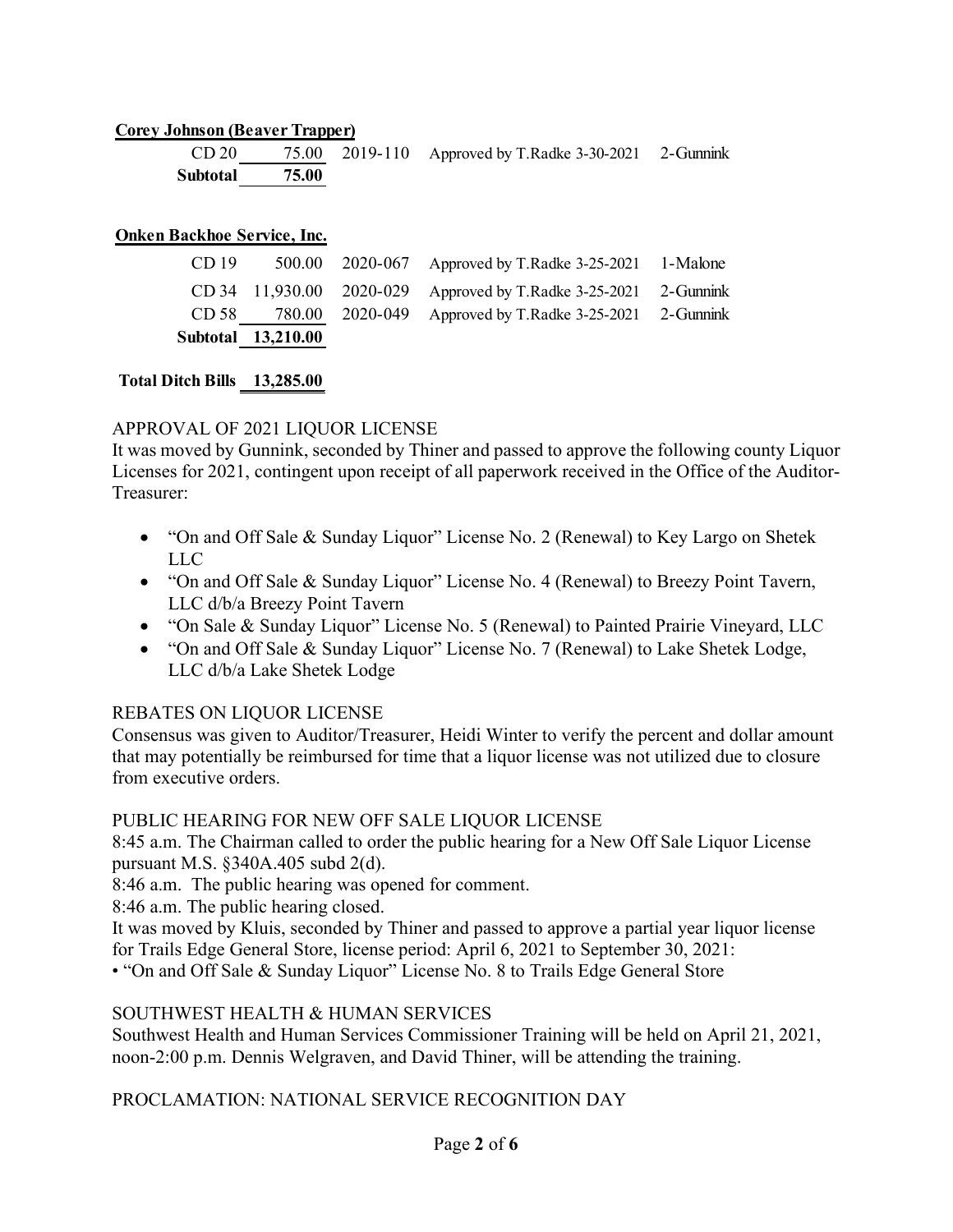**Corey Johnson (Beaver Trapper)**

| | | | | |
|---|---|---|---|---|
| CD 20 | 75.00 | 2019-110 | Approved by T.Radke 3-30-2021 | 2-Gunnink |
| **Subtotal** | **75.00** | | | |

**Onken Backhoe Service, Inc.**

| | | | | |
|---|---|---|---|---|
| CD 19 | 500.00 | 2020-067 | Approved by T.Radke 3-25-2021 | 1-Malone |
| CD 34 | 11,930.00 | 2020-029 | Approved by T.Radke 3-25-2021 | 2-Gunnink |
| CD 58 | 780.00 | 2020-049 | Approved by T.Radke 3-25-2021 | 2-Gunnink |
| **Subtotal** | **13,210.00** | | | |

**Total Ditch Bills 13,285.00**

APPROVAL OF 2021 LIQUOR LICENSE

It was moved by Gunnink, seconded by Thiner and passed to approve the following county Liquor Licenses for 2021, contingent upon receipt of all paperwork received in the Office of the Auditor-Treasurer:

- "On and Off Sale & Sunday Liquor" License No. 2 (Renewal) to Key Largo on Shetek LLC
- "On and Off Sale & Sunday Liquor" License No. 4 (Renewal) to Breezy Point Tavern, LLC d/b/a Breezy Point Tavern
- "On Sale & Sunday Liquor" License No. 5 (Renewal) to Painted Prairie Vineyard, LLC
- "On and Off Sale & Sunday Liquor" License No. 7 (Renewal) to Lake Shetek Lodge, LLC d/b/a Lake Shetek Lodge

REBATES ON LIQUOR LICENSE

Consensus was given to Auditor/Treasurer, Heidi Winter to verify the percent and dollar amount that may potentially be reimbursed for time that a liquor license was not utilized due to closure from executive orders.

PUBLIC HEARING FOR NEW OFF SALE LIQUOR LICENSE

8:45 a.m. The Chairman called to order the public hearing for a New Off Sale Liquor License pursuant M.S. §340A.405 subd 2(d).

8:46 a.m. The public hearing was opened for comment.

8:46 a.m. The public hearing closed.

It was moved by Kluis, seconded by Thiner and passed to approve a partial year liquor license for Trails Edge General Store, license period: April 6, 2021 to September 30, 2021:

• "On and Off Sale & Sunday Liquor" License No. 8 to Trails Edge General Store

SOUTHWEST HEALTH & HUMAN SERVICES

Southwest Health and Human Services Commissioner Training will be held on April 21, 2021, noon-2:00 p.m. Dennis Welgraven, and David Thiner, will be attending the training.

PROCLAMATION: NATIONAL SERVICE RECOGNITION DAY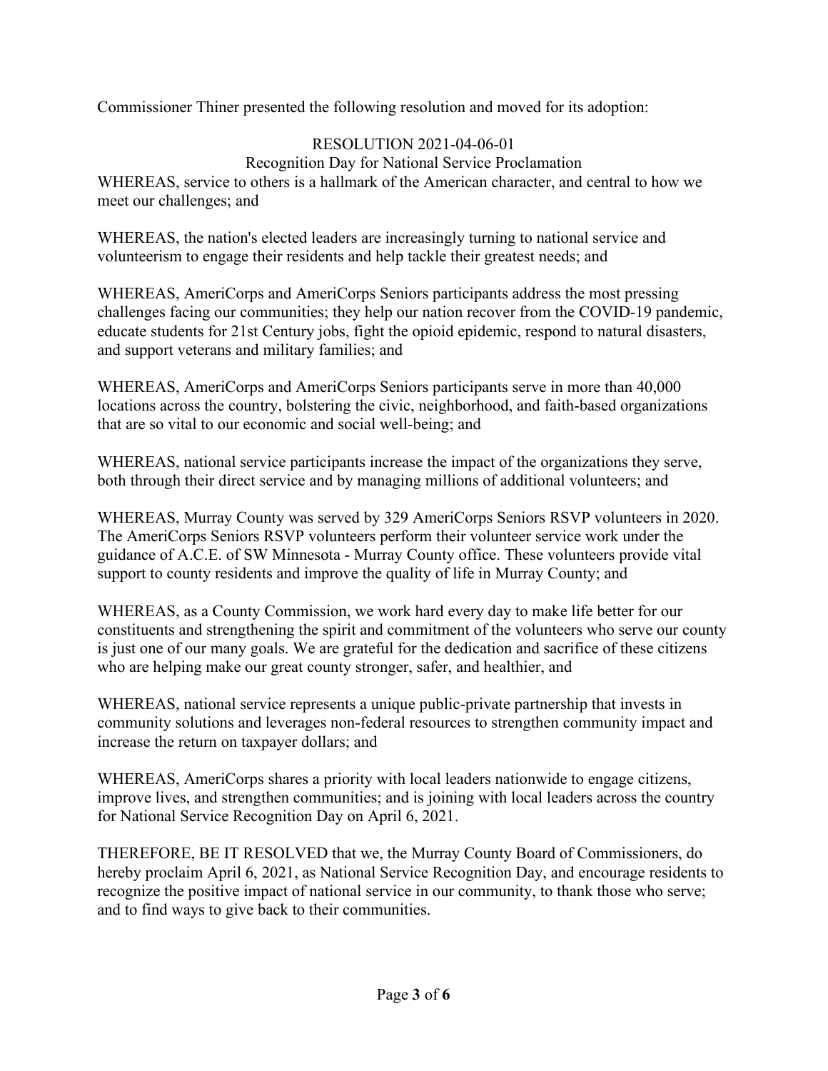Commissioner Thiner presented the following resolution and moved for its adoption:

RESOLUTION 2021-04-06-01

Recognition Day for National Service Proclamation

WHEREAS, service to others is a hallmark of the American character, and central to how we meet our challenges; and

WHEREAS, the nation's elected leaders are increasingly turning to national service and volunteerism to engage their residents and help tackle their greatest needs; and

WHEREAS, AmeriCorps and AmeriCorps Seniors participants address the most pressing challenges facing our communities; they help our nation recover from the COVID-19 pandemic, educate students for 21st Century jobs, fight the opioid epidemic, respond to natural disasters, and support veterans and military families; and

WHEREAS, AmeriCorps and AmeriCorps Seniors participants serve in more than 40,000 locations across the country, bolstering the civic, neighborhood, and faith-based organizations that are so vital to our economic and social well-being; and

WHEREAS, national service participants increase the impact of the organizations they serve, both through their direct service and by managing millions of additional volunteers; and

WHEREAS, Murray County was served by 329 AmeriCorps Seniors RSVP volunteers in 2020. The AmeriCorps Seniors RSVP volunteers perform their volunteer service work under the guidance of A.C.E. of SW Minnesota - Murray County office. These volunteers provide vital support to county residents and improve the quality of life in Murray County; and

WHEREAS, as a County Commission, we work hard every day to make life better for our constituents and strengthening the spirit and commitment of the volunteers who serve our county is just one of our many goals. We are grateful for the dedication and sacrifice of these citizens who are helping make our great county stronger, safer, and healthier, and

WHEREAS, national service represents a unique public-private partnership that invests in community solutions and leverages non-federal resources to strengthen community impact and increase the return on taxpayer dollars; and

WHEREAS, AmeriCorps shares a priority with local leaders nationwide to engage citizens, improve lives, and strengthen communities; and is joining with local leaders across the country for National Service Recognition Day on April 6, 2021.

THEREFORE, BE IT RESOLVED that we, the Murray County Board of Commissioners, do hereby proclaim April 6, 2021, as National Service Recognition Day, and encourage residents to recognize the positive impact of national service in our community, to thank those who serve; and to find ways to give back to their communities.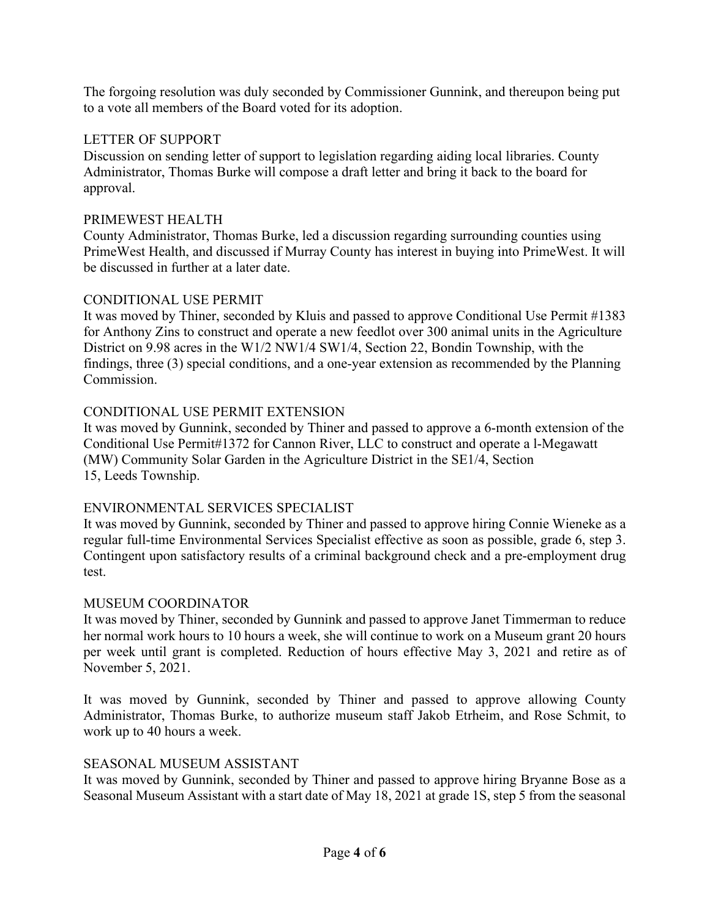The forgoing resolution was duly seconded by Commissioner Gunnink, and thereupon being put to a vote all members of the Board voted for its adoption.

## LETTER OF SUPPORT

Discussion on sending letter of support to legislation regarding aiding local libraries. County Administrator, Thomas Burke will compose a draft letter and bring it back to the board for approval.

## PRIMEWEST HEALTH

County Administrator, Thomas Burke, led a discussion regarding surrounding counties using PrimeWest Health, and discussed if Murray County has interest in buying into PrimeWest. It will be discussed in further at a later date.

## CONDITIONAL USE PERMIT

It was moved by Thiner, seconded by Kluis and passed to approve Conditional Use Permit #1383 for Anthony Zins to construct and operate a new feedlot over 300 animal units in the Agriculture District on 9.98 acres in the W1/2 NW1/4 SW1/4, Section 22, Bondin Township, with the findings, three (3) special conditions, and a one-year extension as recommended by the Planning Commission.

## CONDITIONAL USE PERMIT EXTENSION

It was moved by Gunnink, seconded by Thiner and passed to approve a 6-month extension of the Conditional Use Permit#1372 for Cannon River, LLC to construct and operate a l-Megawatt (MW) Community Solar Garden in the Agriculture District in the SE1/4, Section 15, Leeds Township.

## ENVIRONMENTAL SERVICES SPECIALIST

It was moved by Gunnink, seconded by Thiner and passed to approve hiring Connie Wieneke as a regular full-time Environmental Services Specialist effective as soon as possible, grade 6, step 3. Contingent upon satisfactory results of a criminal background check and a pre-employment drug test.

## MUSEUM COORDINATOR

It was moved by Thiner, seconded by Gunnink and passed to approve Janet Timmerman to reduce her normal work hours to 10 hours a week, she will continue to work on a Museum grant 20 hours per week until grant is completed. Reduction of hours effective May 3, 2021 and retire as of November 5, 2021.

It was moved by Gunnink, seconded by Thiner and passed to approve allowing County Administrator, Thomas Burke, to authorize museum staff Jakob Etrheim, and Rose Schmit, to work up to 40 hours a week.

## SEASONAL MUSEUM ASSISTANT

It was moved by Gunnink, seconded by Thiner and passed to approve hiring Bryanne Bose as a Seasonal Museum Assistant with a start date of May 18, 2021 at grade 1S, step 5 from the seasonal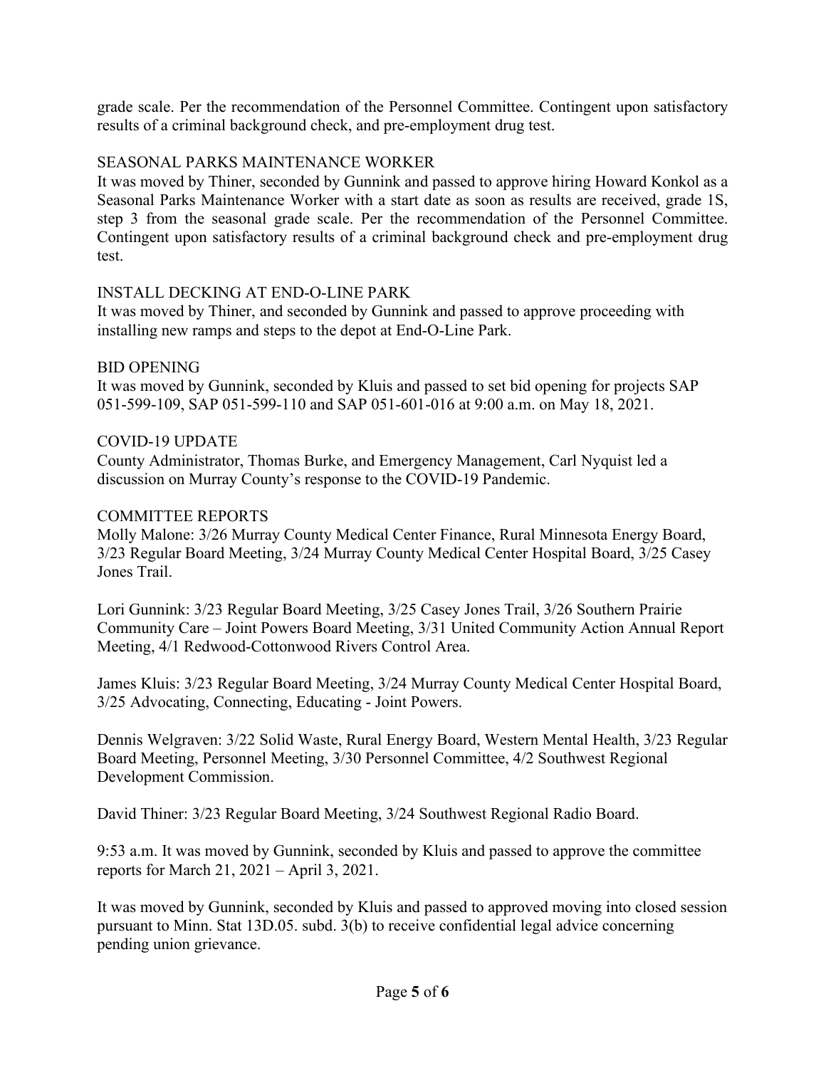grade scale. Per the recommendation of the Personnel Committee. Contingent upon satisfactory results of a criminal background check, and pre-employment drug test.

## SEASONAL PARKS MAINTENANCE WORKER

It was moved by Thiner, seconded by Gunnink and passed to approve hiring Howard Konkol as a Seasonal Parks Maintenance Worker with a start date as soon as results are received, grade 1S, step 3 from the seasonal grade scale. Per the recommendation of the Personnel Committee. Contingent upon satisfactory results of a criminal background check and pre-employment drug test.

## INSTALL DECKING AT END-O-LINE PARK

It was moved by Thiner, and seconded by Gunnink and passed to approve proceeding with installing new ramps and steps to the depot at End-O-Line Park.

## BID OPENING

It was moved by Gunnink, seconded by Kluis and passed to set bid opening for projects SAP 051-599-109, SAP 051-599-110 and SAP 051-601-016 at 9:00 a.m. on May 18, 2021.

## COVID-19 UPDATE

County Administrator, Thomas Burke, and Emergency Management, Carl Nyquist led a discussion on Murray County's response to the COVID-19 Pandemic.

## COMMITTEE REPORTS

Molly Malone: 3/26 Murray County Medical Center Finance, Rural Minnesota Energy Board, 3/23 Regular Board Meeting, 3/24 Murray County Medical Center Hospital Board, 3/25 Casey Jones Trail.

Lori Gunnink: 3/23 Regular Board Meeting, 3/25 Casey Jones Trail, 3/26 Southern Prairie Community Care – Joint Powers Board Meeting, 3/31 United Community Action Annual Report Meeting, 4/1 Redwood-Cottonwood Rivers Control Area.

James Kluis: 3/23 Regular Board Meeting, 3/24 Murray County Medical Center Hospital Board, 3/25 Advocating, Connecting, Educating - Joint Powers.

Dennis Welgraven: 3/22 Solid Waste, Rural Energy Board, Western Mental Health, 3/23 Regular Board Meeting, Personnel Meeting, 3/30 Personnel Committee, 4/2 Southwest Regional Development Commission.

David Thiner: 3/23 Regular Board Meeting, 3/24 Southwest Regional Radio Board.

9:53 a.m. It was moved by Gunnink, seconded by Kluis and passed to approve the committee reports for March 21, 2021 – April 3, 2021.

It was moved by Gunnink, seconded by Kluis and passed to approved moving into closed session pursuant to Minn. Stat 13D.05. subd. 3(b) to receive confidential legal advice concerning pending union grievance.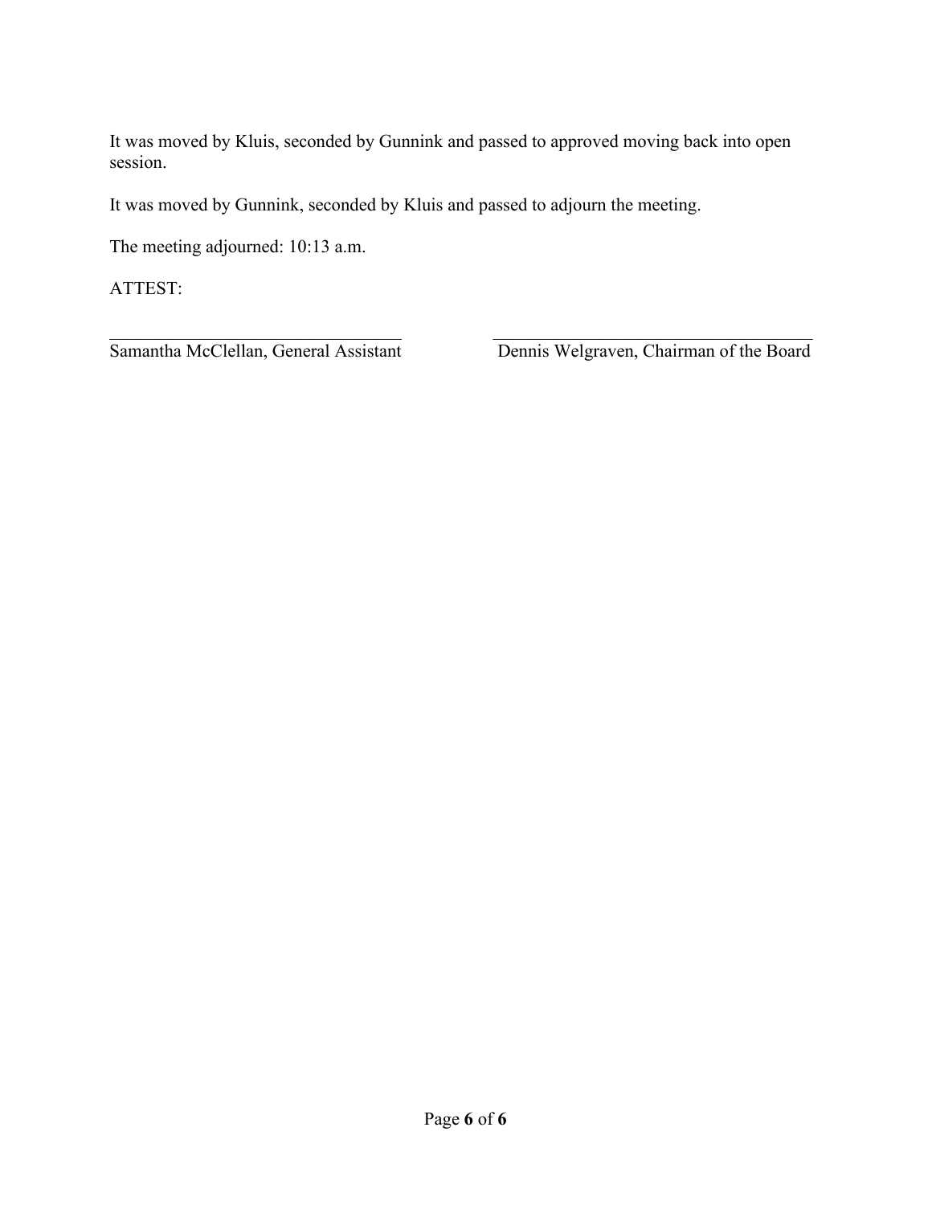It was moved by Kluis, seconded by Gunnink and passed to approved moving back into open session.

It was moved by Gunnink, seconded by Kluis and passed to adjourn the meeting.

The meeting adjourned: 10:13 a.m.

ATTEST:

| | |
|---|---|
| \_\_\_\_\_\_\_\_\_\_\_\_\_\_\_\_\_\_\_\_\_\_\_\_\_\_\_\_\_\_\_\_ | \_\_\_\_\_\_\_\_\_\_\_\_\_\_\_\_\_\_\_\_\_\_\_\_\_\_\_\_\_\_\_\_\_\_\_ |
| Samantha McClellan, General Assistant | Dennis Welgraven, Chairman of the Board |